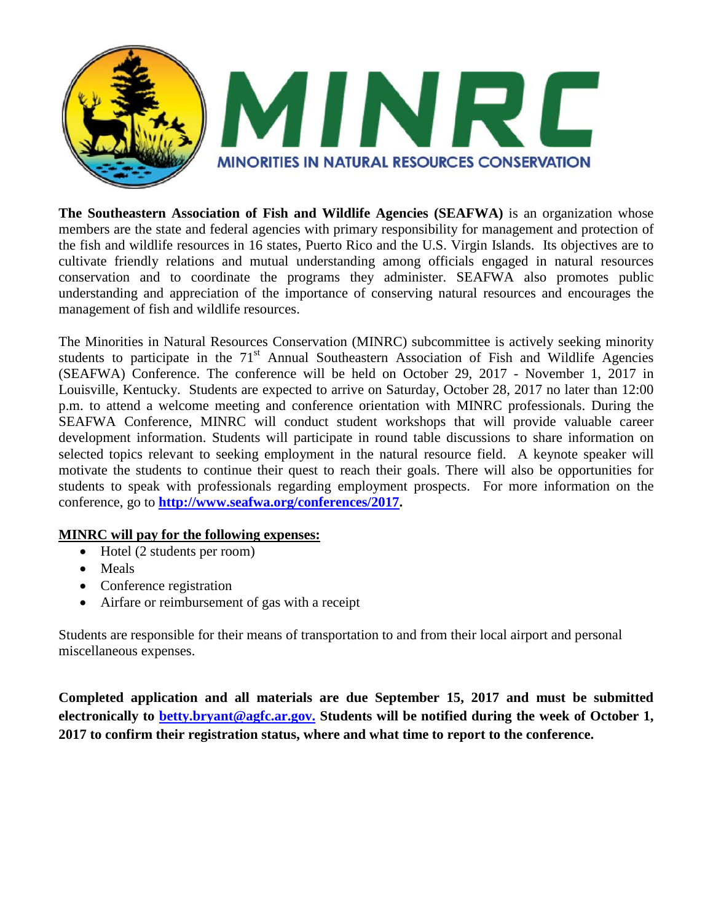# MINRC

MINORITIES IN NATURAL RESOURCES CONSERVATION

**The Southeastern Association of Fish and Wildlife Agencies (SEAFWA)** is an organization whose members are the state and federal agencies with primary responsibility for management and protection of the fish and wildlife resources in 16 states, Puerto Rico and the U.S. Virgin Islands. Its objectives are to cultivate friendly relations and mutual understanding among officials engaged in natural resources conservation and to coordinate the programs they administer. SEAFWA also promotes public understanding and appreciation of the importance of conserving natural resources and encourages the management of fish and wildlife resources.

The Minorities in Natural Resources Conservation (MINRC) subcommittee is actively seeking minority students to participate in the 71st Annual Southeastern Association of Fish and Wildlife Agencies (SEAFWA) Conference. The conference will be held on October 29, 2017 - November 1, 2017 in Louisville, Kentucky. Students are expected to arrive on Saturday, October 28, 2017 no later than 12:00 p.m. to attend a welcome meeting and conference orientation with MINRC professionals. During the SEAFWA Conference, MINRC will conduct student workshops that will provide valuable career development information. Students will participate in round table discussions to share information on selected topics relevant to seeking employment in the natural resource field. A keynote speaker will motivate the students to continue their quest to reach their goals. There will also be opportunities for students to speak with professionals regarding employment prospects. For more information on the conference, go to **http://www.seafwa.org/conferences/2017.**

**MINRC will pay for the following expenses:**

- Hotel (2 students per room)
- Meals
- Conference registration
- Airfare or reimbursement of gas with a receipt

Students are responsible for their means of transportation to and from their local airport and personal miscellaneous expenses.

**Completed application and all materials are due September 15, 2017 and must be submitted electronically to betty.bryant@agfc.ar.gov. Students will be notified during the week of October 1, 2017 to confirm their registration status, where and what time to report to the conference.**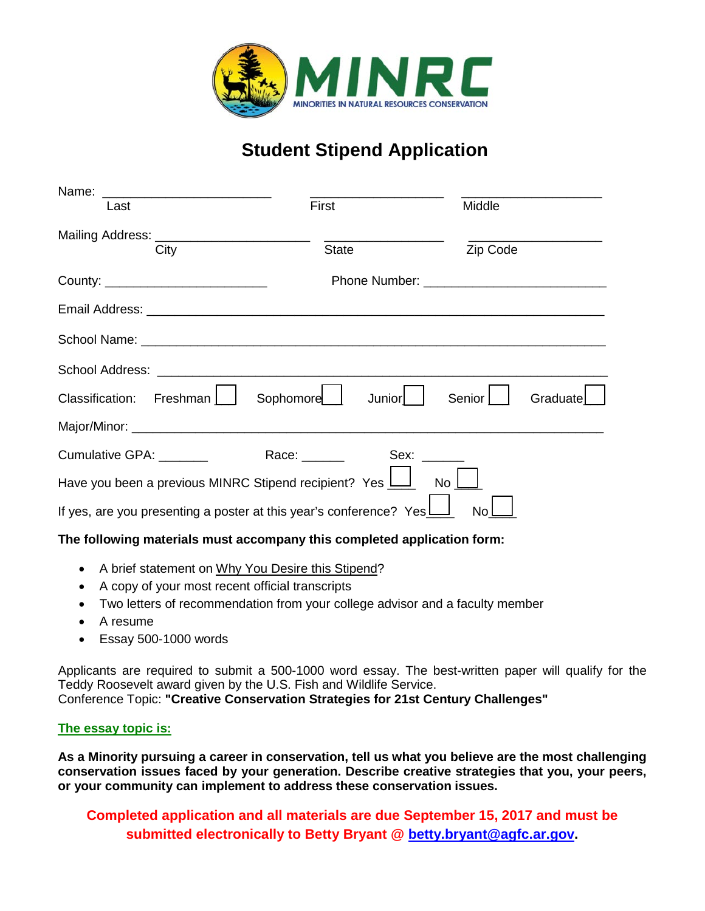MINRC

MINORITIES IN NATURAL RESOURCES CONSERVATION

# Student Stipend Application

Name: ______________________ ________________ ________________
Last First Middle

Mailing Address: ________________ ______________ ________________
City State Zip Code

County: ____________________ Phone Number: ______________________

Email Address: ____________________________________________________________

School Name: ______________________________________________________________

School Address: ____________________________________________________________

Classification: Freshman ☐ Sophomore ☐ Junior ☐ Senior ☐ Graduate ☐

Major/Minor: ______________________________________________________________

Cumulative GPA: _______ Race: ______ Sex: ______

Have you been a previous MINRC Stipend recipient? Yes ☐ No ☐

If yes, are you presenting a poster at this year's conference? Yes ☐ No ☐

**The following materials must accompany this completed application form:**

- A brief statement on Why You Desire this Stipend?
- A copy of your most recent official transcripts
- Two letters of recommendation from your college advisor and a faculty member
- A resume
- Essay 500-1000 words

Applicants are required to submit a 500-1000 word essay. The best-written paper will qualify for the Teddy Roosevelt award given by the U.S. Fish and Wildlife Service.
Conference Topic: **"Creative Conservation Strategies for 21st Century Challenges"**

**The essay topic is:**

**As a Minority pursuing a career in conservation, tell us what you believe are the most challenging conservation issues faced by your generation. Describe creative strategies that you, your peers, or your community can implement to address these conservation issues.**

**Completed application and all materials are due September 15, 2017 and must be submitted electronically to Betty Bryant @ betty.bryant@agfc.ar.gov.**